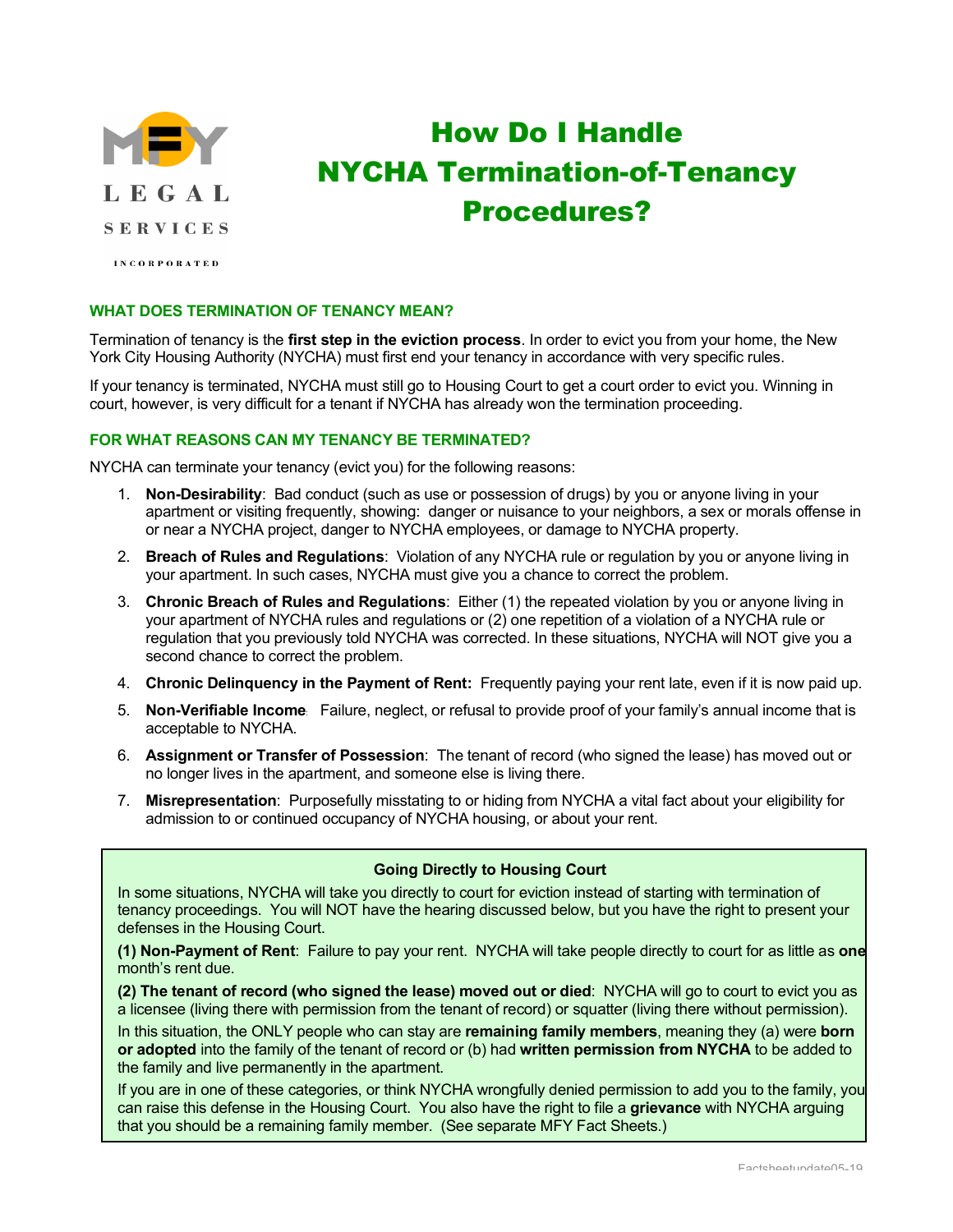# How Do I Handle NYCHA Termination-of-Tenancy Procedures?

### WHAT DOES TERMINATION OF TENANCY MEAN?

Termination of tenancy is the **first step in the eviction process**. In order to evict you from your home, the New York City Housing Authority (NYCHA) must first end your tenancy in accordance with very specific rules.

If your tenancy is terminated, NYCHA must still go to Housing Court to get a court order to evict you. Winning in court, however, is very difficult for a tenant if NYCHA has already won the termination proceeding.

### FOR WHAT REASONS CAN MY TENANCY BE TERMINATED?

NYCHA can terminate your tenancy (evict you) for the following reasons:

1. **Non-Desirability**: Bad conduct (such as use or possession of drugs) by you or anyone living in your apartment or visiting frequently, showing: danger or nuisance to your neighbors, a sex or morals offense in or near a NYCHA project, danger to NYCHA employees, or damage to NYCHA property.
2. **Breach of Rules and Regulations**: Violation of any NYCHA rule or regulation by you or anyone living in your apartment. In such cases, NYCHA must give you a chance to correct the problem.
3. **Chronic Breach of Rules and Regulations**: Either (1) the repeated violation by you or anyone living in your apartment of NYCHA rules and regulations or (2) one repetition of a violation of a NYCHA rule or regulation that you previously told NYCHA was corrected. In these situations, NYCHA will NOT give you a second chance to correct the problem.
4. **Chronic Delinquency in the Payment of Rent:** Frequently paying your rent late, even if it is now paid up.
5. **Non-Verifiable Income**: Failure, neglect, or refusal to provide proof of your family's annual income that is acceptable to NYCHA.
6. **Assignment or Transfer of Possession**: The tenant of record (who signed the lease) has moved out or no longer lives in the apartment, and someone else is living there.
7. **Misrepresentation**: Purposefully misstating to or hiding from NYCHA a vital fact about your eligibility for admission to or continued occupancy of NYCHA housing, or about your rent.

> **Going Directly to Housing Court**
>
> In some situations, NYCHA will take you directly to court for eviction instead of starting with termination of tenancy proceedings. You will NOT have the hearing discussed below, but you have the right to present your defenses in the Housing Court.
>
> **(1) Non-Payment of Rent**: Failure to pay your rent. NYCHA will take people directly to court for as little as **one** month's rent due.
>
> **(2) The tenant of record (who signed the lease) moved out or died**: NYCHA will go to court to evict you as a licensee (living there with permission from the tenant of record) or squatter (living there without permission).
>
> In this situation, the ONLY people who can stay are **remaining family members**, meaning they (a) were **born or adopted** into the family of the tenant of record or (b) had **written permission from NYCHA** to be added to the family and live permanently in the apartment.
>
> If you are in one of these categories, or think NYCHA wrongfully denied permission to add you to the family, you can raise this defense in the Housing Court. You also have the right to file a **grievance** with NYCHA arguing that you should be a remaining family member. (See separate MFY Fact Sheets.)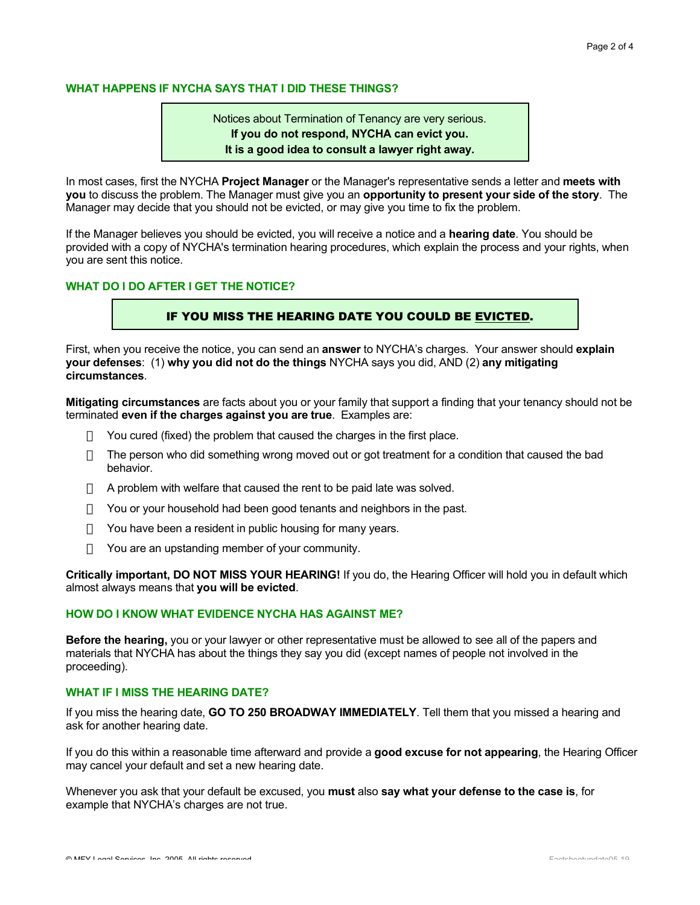## WHAT HAPPENS IF NYCHA SAYS THAT I DID THESE THINGS?

> Notices about Termination of Tenancy are very serious.
> **If you do not respond, NYCHA can evict you.**
> **It is a good idea to consult a lawyer right away.**

In most cases, first the NYCHA **Project Manager** or the Manager's representative sends a letter and **meets with you** to discuss the problem. The Manager must give you an **opportunity to present your side of the story**. The Manager may decide that you should not be evicted, or may give you time to fix the problem.

If the Manager believes you should be evicted, you will receive a notice and a **hearing date**. You should be provided with a copy of NYCHA's termination hearing procedures, which explain the process and your rights, when you are sent this notice.

## WHAT DO I DO AFTER I GET THE NOTICE?

> **IF YOU MISS THE HEARING DATE YOU COULD BE EVICTED.**

First, when you receive the notice, you can send an **answer** to NYCHA's charges. Your answer should **explain your defenses**: (1) **why you did not do the things** NYCHA says you did, AND (2) **any mitigating circumstances**.

**Mitigating circumstances** are facts about you or your family that support a finding that your tenancy should not be terminated **even if the charges against you are true**. Examples are:

- You cured (fixed) the problem that caused the charges in the first place.
- The person who did something wrong moved out or got treatment for a condition that caused the bad behavior.
- A problem with welfare that caused the rent to be paid late was solved.
- You or your household had been good tenants and neighbors in the past.
- You have been a resident in public housing for many years.
- You are an upstanding member of your community.

**Critically important, DO NOT MISS YOUR HEARING!** If you do, the Hearing Officer will hold you in default which almost always means that **you will be evicted**.

## HOW DO I KNOW WHAT EVIDENCE NYCHA HAS AGAINST ME?

**Before the hearing,** you or your lawyer or other representative must be allowed to see all of the papers and materials that NYCHA has about the things they say you did (except names of people not involved in the proceeding).

## WHAT IF I MISS THE HEARING DATE?

If you miss the hearing date, **GO TO 250 BROADWAY IMMEDIATELY**. Tell them that you missed a hearing and ask for another hearing date.

If you do this within a reasonable time afterward and provide a **good excuse for not appearing**, the Hearing Officer may cancel your default and set a new hearing date.

Whenever you ask that your default be excused, you **must** also **say what your defense to the case is**, for example that NYCHA's charges are not true.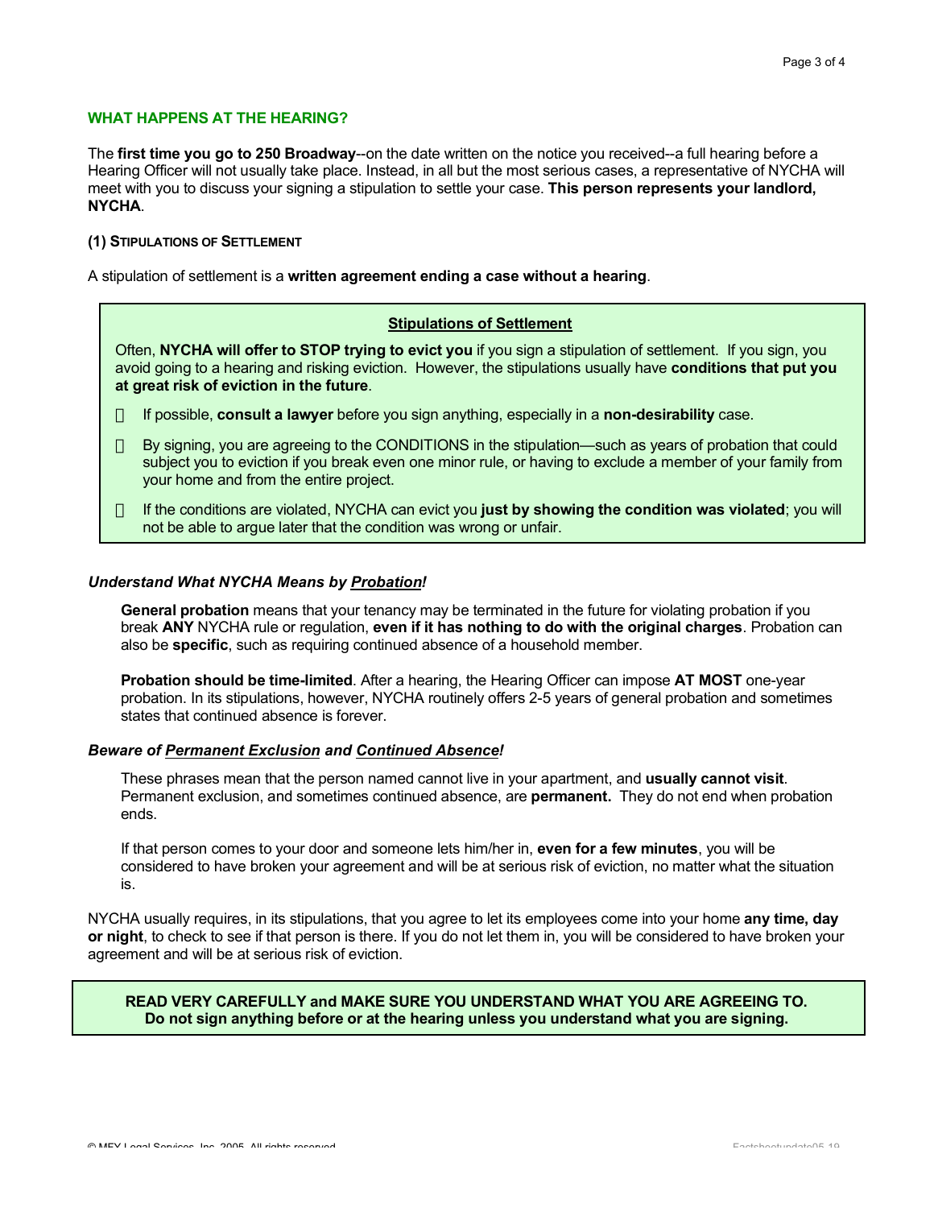## WHAT HAPPENS AT THE HEARING?

The **first time you go to 250 Broadway**--on the date written on the notice you received--a full hearing before a Hearing Officer will not usually take place. Instead, in all but the most serious cases, a representative of NYCHA will meet with you to discuss your signing a stipulation to settle your case. **This person represents your landlord, NYCHA**.

### (1) Stipulations of Settlement

A stipulation of settlement is a **written agreement ending a case without a hearing**.

> **<u>Stipulations of Settlement</u>**
>
> Often, **NYCHA will offer to STOP trying to evict you** if you sign a stipulation of settlement. If you sign, you avoid going to a hearing and risking eviction. However, the stipulations usually have **conditions that put you at great risk of eviction in the future**.
>
> - If possible, **consult a lawyer** before you sign anything, especially in a **non-desirability** case.
> - By signing, you are agreeing to the CONDITIONS in the stipulation—such as years of probation that could subject you to eviction if you break even one minor rule, or having to exclude a member of your family from your home and from the entire project.
> - If the conditions are violated, NYCHA can evict you **just by showing the condition was violated**; you will not be able to argue later that the condition was wrong or unfair.

***Understand What NYCHA Means by <u>Probation</u>!***

**General probation** means that your tenancy may be terminated in the future for violating probation if you break **ANY** NYCHA rule or regulation, **even if it has nothing to do with the original charges**. Probation can also be **specific**, such as requiring continued absence of a household member.

**Probation should be time-limited**. After a hearing, the Hearing Officer can impose **AT MOST** one-year probation. In its stipulations, however, NYCHA routinely offers 2-5 years of general probation and sometimes states that continued absence is forever.

***Beware of <u>Permanent Exclusion</u> and <u>Continued Absence</u>!***

These phrases mean that the person named cannot live in your apartment, and **usually cannot visit**. Permanent exclusion, and sometimes continued absence, are **permanent.** They do not end when probation ends.

If that person comes to your door and someone lets him/her in, **even for a few minutes**, you will be considered to have broken your agreement and will be at serious risk of eviction, no matter what the situation is.

NYCHA usually requires, in its stipulations, that you agree to let its employees come into your home **any time, day or night**, to check to see if that person is there. If you do not let them in, you will be considered to have broken your agreement and will be at serious risk of eviction.

> **READ VERY CAREFULLY and MAKE SURE YOU UNDERSTAND WHAT YOU ARE AGREEING TO.**
> **Do not sign anything before or at the hearing unless you understand what you are signing.**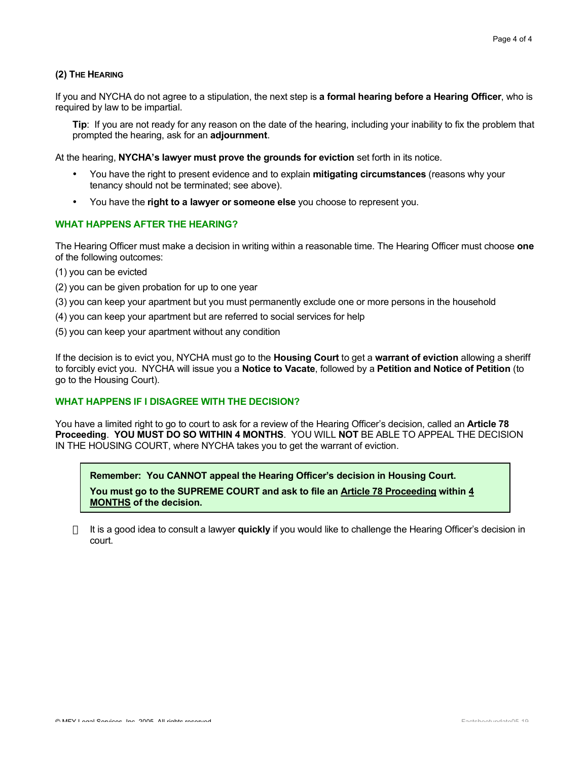### (2) The Hearing

If you and NYCHA do not agree to a stipulation, the next step is **a formal hearing before a Hearing Officer**, who is required by law to be impartial.

> **Tip**: If you are not ready for any reason on the date of the hearing, including your inability to fix the problem that prompted the hearing, ask for an **adjournment**.

At the hearing, **NYCHA's lawyer must prove the grounds for eviction** set forth in its notice.

- You have the right to present evidence and to explain **mitigating circumstances** (reasons why your tenancy should not be terminated; see above).
- You have the **right to a lawyer or someone else** you choose to represent you.

## WHAT HAPPENS AFTER THE HEARING?

The Hearing Officer must make a decision in writing within a reasonable time. The Hearing Officer must choose **one** of the following outcomes:

(1) you can be evicted

(2) you can be given probation for up to one year

(3) you can keep your apartment but you must permanently exclude one or more persons in the household

(4) you can keep your apartment but are referred to social services for help

(5) you can keep your apartment without any condition

If the decision is to evict you, NYCHA must go to the **Housing Court** to get a **warrant of eviction** allowing a sheriff to forcibly evict you. NYCHA will issue you a **Notice to Vacate**, followed by a **Petition and Notice of Petition** (to go to the Housing Court).

## WHAT HAPPENS IF I DISAGREE WITH THE DECISION?

You have a limited right to go to court to ask for a review of the Hearing Officer's decision, called an **Article 78 Proceeding**. **YOU MUST DO SO WITHIN 4 MONTHS**. YOU WILL **NOT** BE ABLE TO APPEAL THE DECISION IN THE HOUSING COURT, where NYCHA takes you to get the warrant of eviction.

> **Remember: You CANNOT appeal the Hearing Officer's decision in Housing Court.**
>
> **You must go to the SUPREME COURT and ask to file an Article 78 Proceeding within 4 MONTHS of the decision.**

- It is a good idea to consult a lawyer **quickly** if you would like to challenge the Hearing Officer's decision in court.